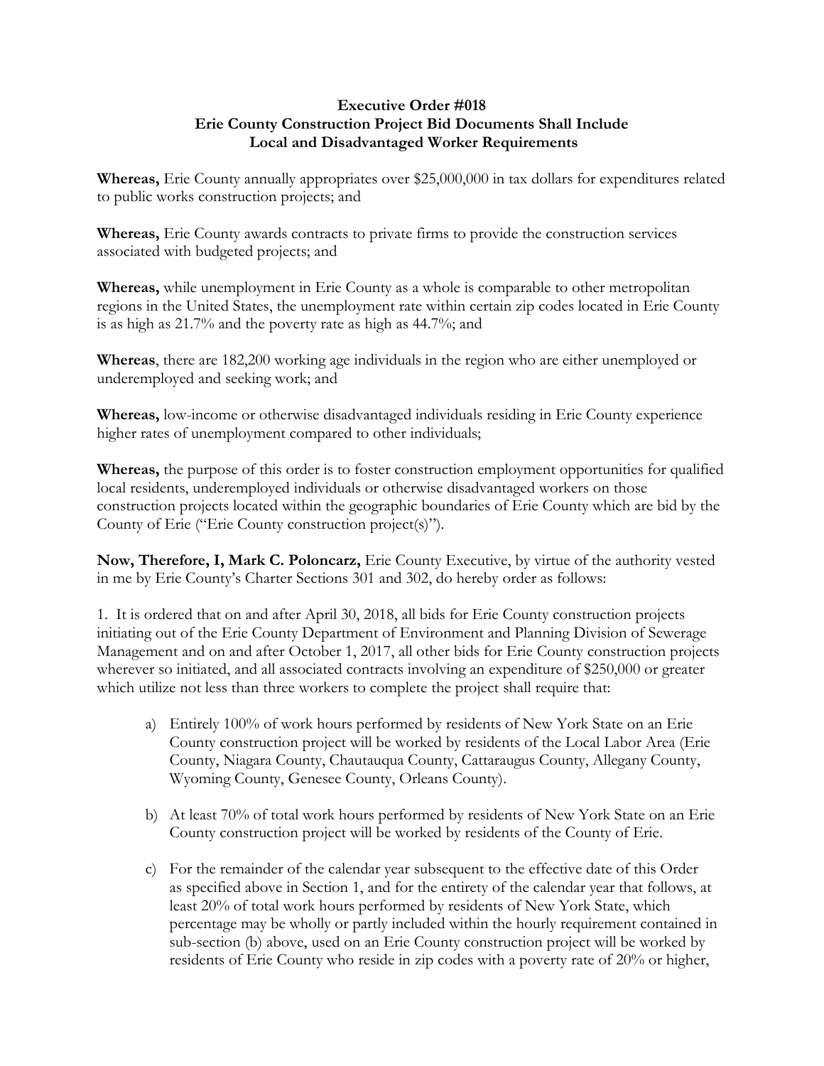**Executive Order #018**
**Erie County Construction Project Bid Documents Shall Include Local and Disadvantaged Worker Requirements**

**Whereas,** Erie County annually appropriates over $25,000,000 in tax dollars for expenditures related to public works construction projects; and

**Whereas,** Erie County awards contracts to private firms to provide the construction services associated with budgeted projects; and

**Whereas,** while unemployment in Erie County as a whole is comparable to other metropolitan regions in the United States, the unemployment rate within certain zip codes located in Erie County is as high as 21.7% and the poverty rate as high as 44.7%; and

**Whereas**, there are 182,200 working age individuals in the region who are either unemployed or underemployed and seeking work; and

**Whereas,** low-income or otherwise disadvantaged individuals residing in Erie County experience higher rates of unemployment compared to other individuals;

**Whereas,** the purpose of this order is to foster construction employment opportunities for qualified local residents, underemployed individuals or otherwise disadvantaged workers on those construction projects located within the geographic boundaries of Erie County which are bid by the County of Erie ("Erie County construction project(s)").

**Now, Therefore, I, Mark C. Poloncarz,** Erie County Executive, by virtue of the authority vested in me by Erie County's Charter Sections 301 and 302, do hereby order as follows:

1. It is ordered that on and after April 30, 2018, all bids for Erie County construction projects initiating out of the Erie County Department of Environment and Planning Division of Sewerage Management and on and after October 1, 2017, all other bids for Erie County construction projects wherever so initiated, and all associated contracts involving an expenditure of $250,000 or greater which utilize not less than three workers to complete the project shall require that:

   a) Entirely 100% of work hours performed by residents of New York State on an Erie County construction project will be worked by residents of the Local Labor Area (Erie County, Niagara County, Chautauqua County, Cattaraugus County, Allegany County, Wyoming County, Genesee County, Orleans County).

   b) At least 70% of total work hours performed by residents of New York State on an Erie County construction project will be worked by residents of the County of Erie.

   c) For the remainder of the calendar year subsequent to the effective date of this Order as specified above in Section 1, and for the entirety of the calendar year that follows, at least 20% of total work hours performed by residents of New York State, which percentage may be wholly or partly included within the hourly requirement contained in sub-section (b) above, used on an Erie County construction project will be worked by residents of Erie County who reside in zip codes with a poverty rate of 20% or higher,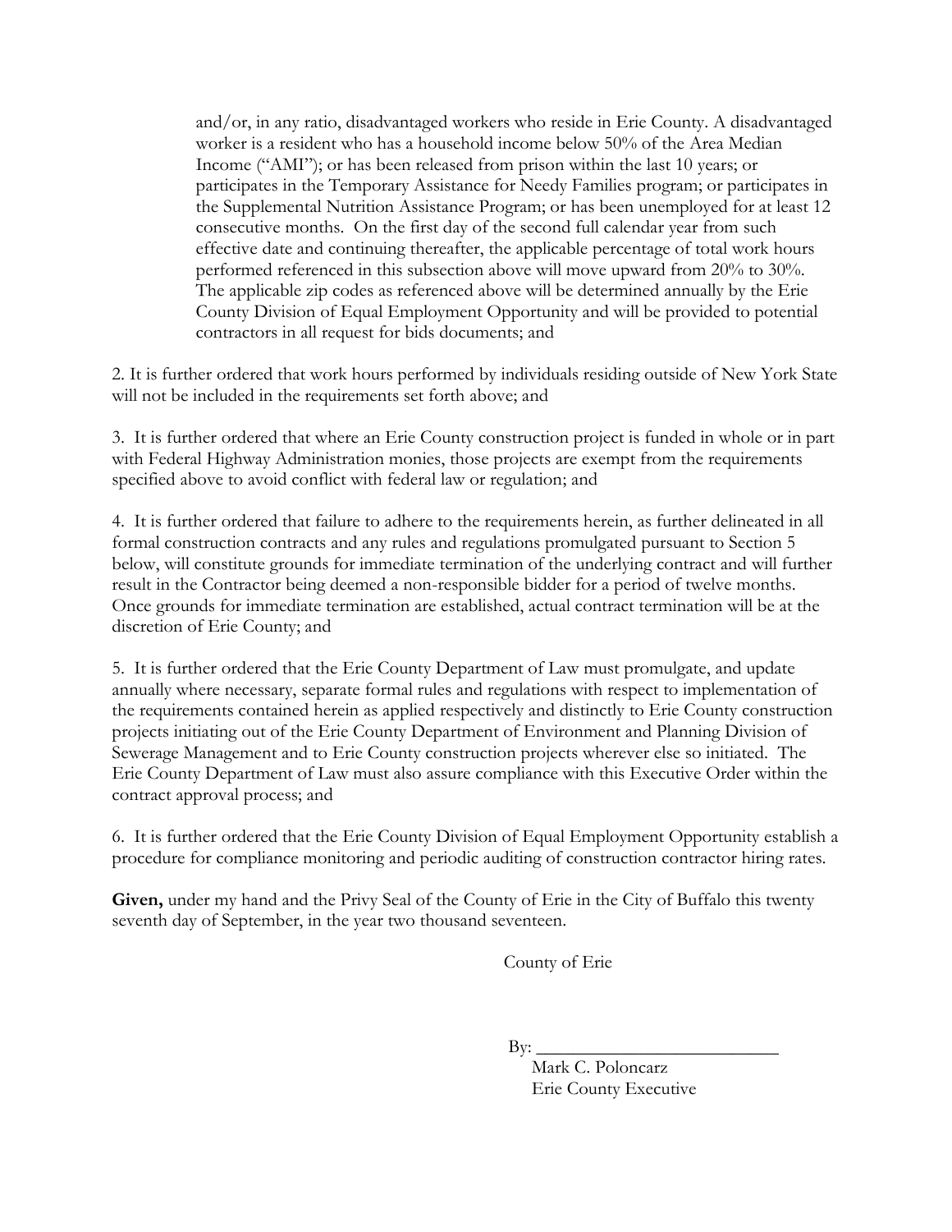and/or, in any ratio, disadvantaged workers who reside in Erie County. A disadvantaged worker is a resident who has a household income below 50% of the Area Median Income ("AMI"); or has been released from prison within the last 10 years; or participates in the Temporary Assistance for Needy Families program; or participates in the Supplemental Nutrition Assistance Program; or has been unemployed for at least 12 consecutive months. On the first day of the second full calendar year from such effective date and continuing thereafter, the applicable percentage of total work hours performed referenced in this subsection above will move upward from 20% to 30%. The applicable zip codes as referenced above will be determined annually by the Erie County Division of Equal Employment Opportunity and will be provided to potential contractors in all request for bids documents; and

2. It is further ordered that work hours performed by individuals residing outside of New York State will not be included in the requirements set forth above; and

3. It is further ordered that where an Erie County construction project is funded in whole or in part with Federal Highway Administration monies, those projects are exempt from the requirements specified above to avoid conflict with federal law or regulation; and

4. It is further ordered that failure to adhere to the requirements herein, as further delineated in all formal construction contracts and any rules and regulations promulgated pursuant to Section 5 below, will constitute grounds for immediate termination of the underlying contract and will further result in the Contractor being deemed a non-responsible bidder for a period of twelve months. Once grounds for immediate termination are established, actual contract termination will be at the discretion of Erie County; and

5. It is further ordered that the Erie County Department of Law must promulgate, and update annually where necessary, separate formal rules and regulations with respect to implementation of the requirements contained herein as applied respectively and distinctly to Erie County construction projects initiating out of the Erie County Department of Environment and Planning Division of Sewerage Management and to Erie County construction projects wherever else so initiated. The Erie County Department of Law must also assure compliance with this Executive Order within the contract approval process; and

6. It is further ordered that the Erie County Division of Equal Employment Opportunity establish a procedure for compliance monitoring and periodic auditing of construction contractor hiring rates.

**Given,** under my hand and the Privy Seal of the County of Erie in the City of Buffalo this twenty seventh day of September, in the year two thousand seventeen.

County of Erie

By: ___________________________

Mark C. Poloncarz
Erie County Executive